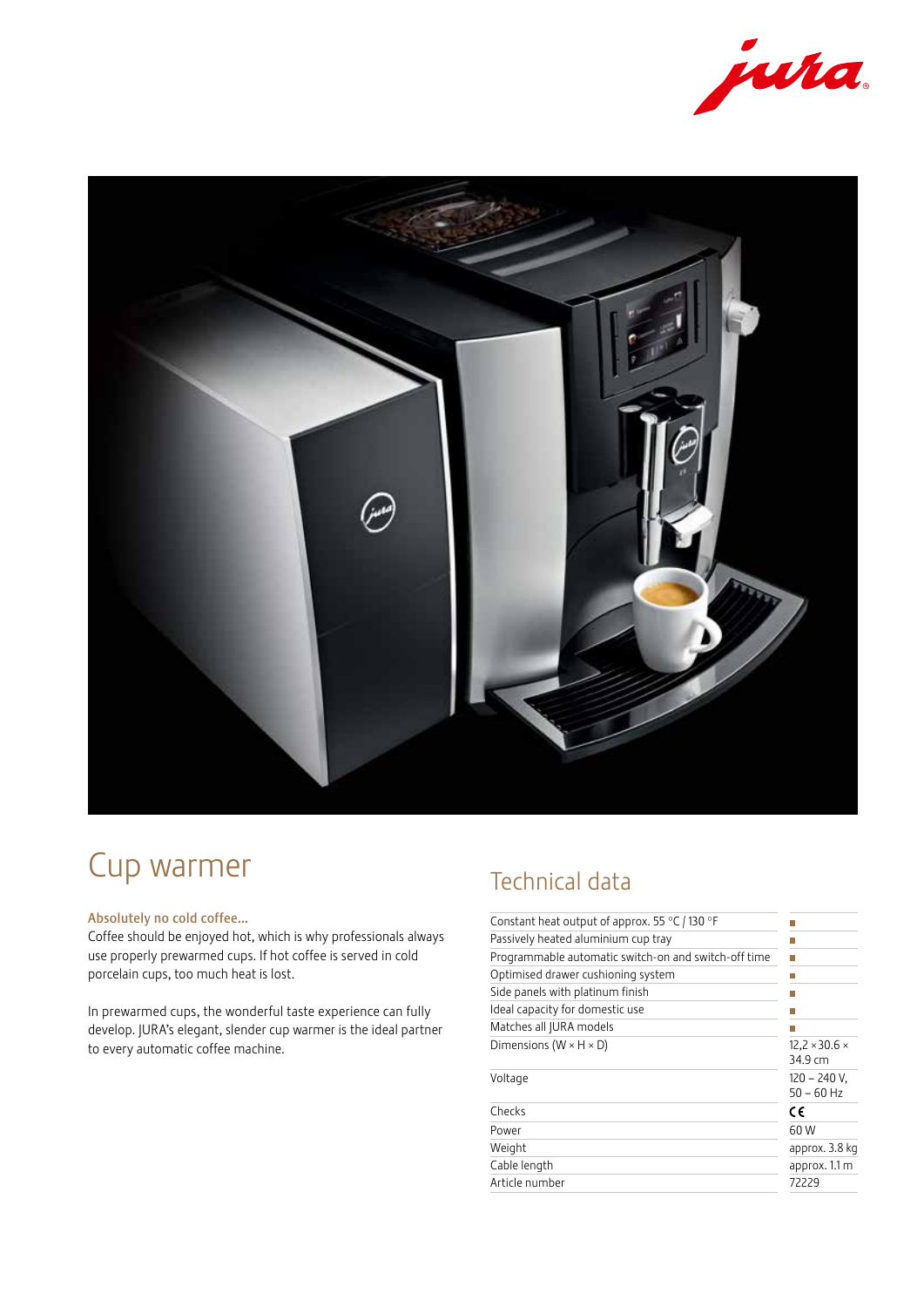# Cup warmer

**Absolutely no cold coffee...**
Coffee should be enjoyed hot, which is why professionals always use properly prewarmed cups. If hot coffee is served in cold porcelain cups, too much heat is lost.

In prewarmed cups, the wonderful taste experience can fully develop. JURA's elegant, slender cup warmer is the ideal partner to every automatic coffee machine.

## Technical data

| | |
|---|---|
| Constant heat output of approx. 55 °C / 130 °F | ■ |
| Passively heated aluminium cup tray | ■ |
| Programmable automatic switch-on and switch-off time | ■ |
| Optimised drawer cushioning system | ■ |
| Side panels with platinum finish | ■ |
| Ideal capacity for domestic use | ■ |
| Matches all JURA models | ■ |
| Dimensions (W × H × D) | 12,2 × 30.6 × 34.9 cm |
| Voltage | 120 – 240 V, 50 – 60 Hz |
| Checks | CE |
| Power | 60 W |
| Weight | approx. 3.8 kg |
| Cable length | approx. 1.1 m |
| Article number | 72229 |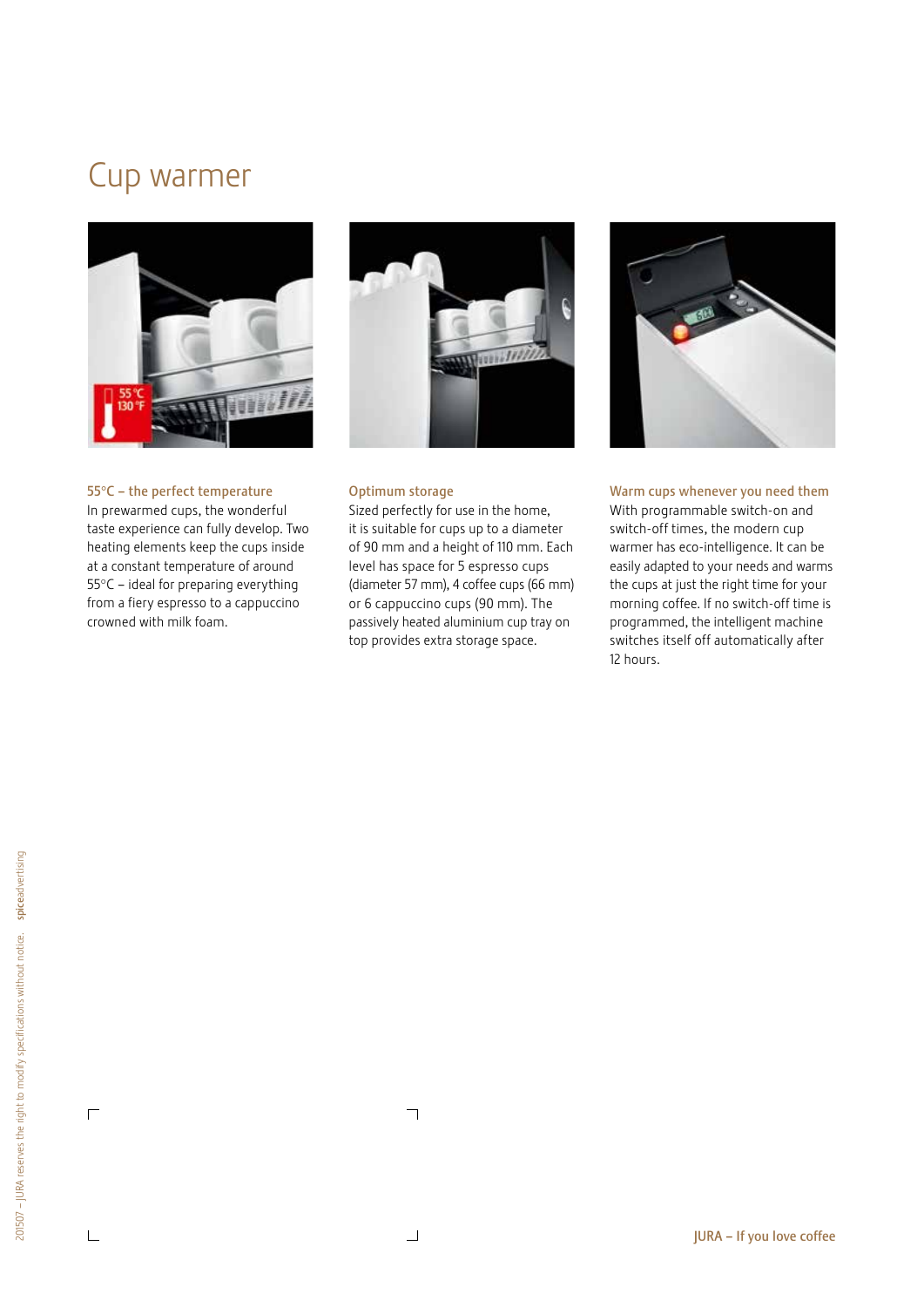# Cup warmer

### 55°C – the perfect temperature

In prewarmed cups, the wonderful taste experience can fully develop. Two heating elements keep the cups inside at a constant temperature of around 55°C – ideal for preparing everything from a fiery espresso to a cappuccino crowned with milk foam.

### Optimum storage

Sized perfectly for use in the home, it is suitable for cups up to a diameter of 90 mm and a height of 110 mm. Each level has space for 5 espresso cups (diameter 57 mm), 4 coffee cups (66 mm) or 6 cappuccino cups (90 mm). The passively heated aluminium cup tray on top provides extra storage space.

### Warm cups whenever you need them

With programmable switch-on and switch-off times, the modern cup warmer has eco-intelligence. It can be easily adapted to your needs and warms the cups at just the right time for your morning coffee. If no switch-off time is programmed, the intelligent machine switches itself off automatically after 12 hours.

201507 – JURA reserves the right to modify specifications without notice. spiceadvertising

JURA – If you love coffee